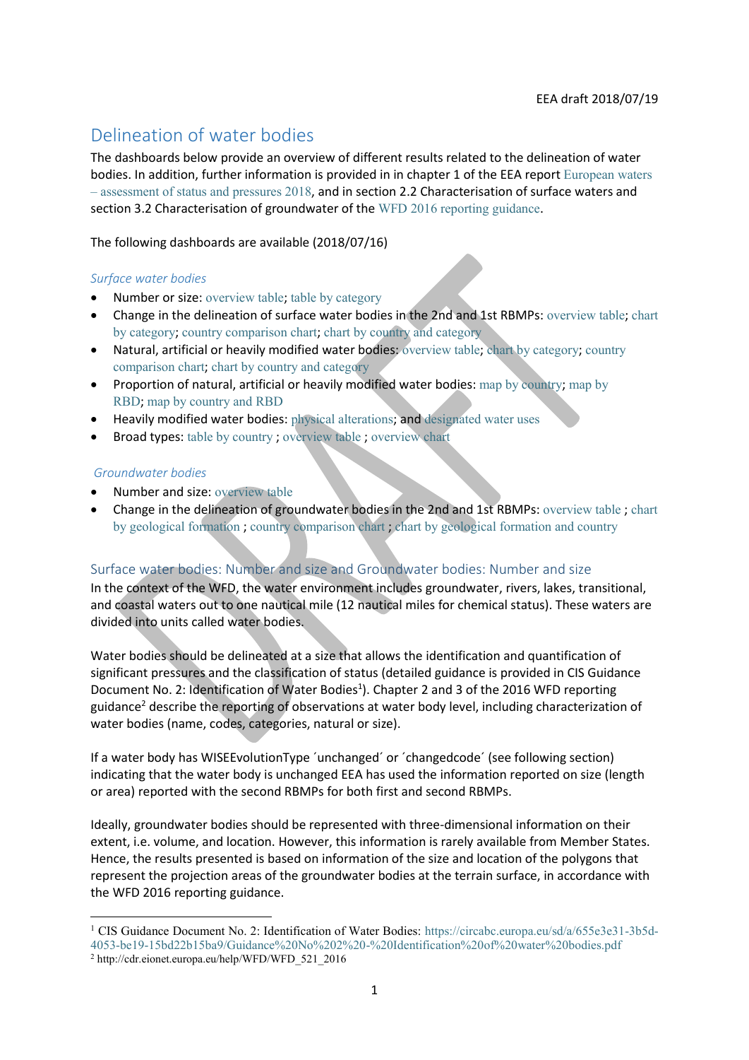EEA draft 2018/07/19

# Delineation of water bodies

The dashboards below provide an overview of different results related to the delineation of water bodies. In addition, further information is provided in in chapter 1 of the EEA report European waters – assessment of status and pressures 2018, and in section 2.2 Characterisation of surface waters and section 3.2 Characterisation of groundwater of the WFD 2016 reporting guidance.

The following dashboards are available (2018/07/16)

*Surface water bodies*

- Number or size: overview table; table by category
- Change in the delineation of surface water bodies in the 2nd and 1st RBMPs: overview table; chart by category; country comparison chart; chart by country and category
- Natural, artificial or heavily modified water bodies: overview table; chart by category; country comparison chart; chart by country and category
- Proportion of natural, artificial or heavily modified water bodies: map by country; map by RBD; map by country and RBD
- Heavily modified water bodies: physical alterations; and designated water uses
- Broad types: table by country ; overview table ; overview chart

*Groundwater bodies*

- Number and size: overview table
- Change in the delineation of groundwater bodies in the 2nd and 1st RBMPs: overview table ; chart by geological formation ; country comparison chart ; chart by geological formation and country

## Surface water bodies: Number and size and Groundwater bodies: Number and size

In the context of the WFD, the water environment includes groundwater, rivers, lakes, transitional, and coastal waters out to one nautical mile (12 nautical miles for chemical status). These waters are divided into units called water bodies.

Water bodies should be delineated at a size that allows the identification and quantification of significant pressures and the classification of status (detailed guidance is provided in CIS Guidance Document No. 2: Identification of Water Bodies[1]). Chapter 2 and 3 of the 2016 WFD reporting guidance[2] describe the reporting of observations at water body level, including characterization of water bodies (name, codes, categories, natural or size).

If a water body has WISEEvolutionType ´unchanged´ or ´changedcode´ (see following section) indicating that the water body is unchanged EEA has used the information reported on size (length or area) reported with the second RBMPs for both first and second RBMPs.

Ideally, groundwater bodies should be represented with three-dimensional information on their extent, i.e. volume, and location. However, this information is rarely available from Member States. Hence, the results presented is based on information of the size and location of the polygons that represent the projection areas of the groundwater bodies at the terrain surface, in accordance with the WFD 2016 reporting guidance.

---

[1] CIS Guidance Document No. 2: Identification of Water Bodies: https://circabc.europa.eu/sd/a/655e3e31-3b5d-4053-be19-15bd22b15ba9/Guidance%20No%202%20-%20Identification%20of%20water%20bodies.pdf

[2] http://cdr.eionet.europa.eu/help/WFD/WFD_521_2016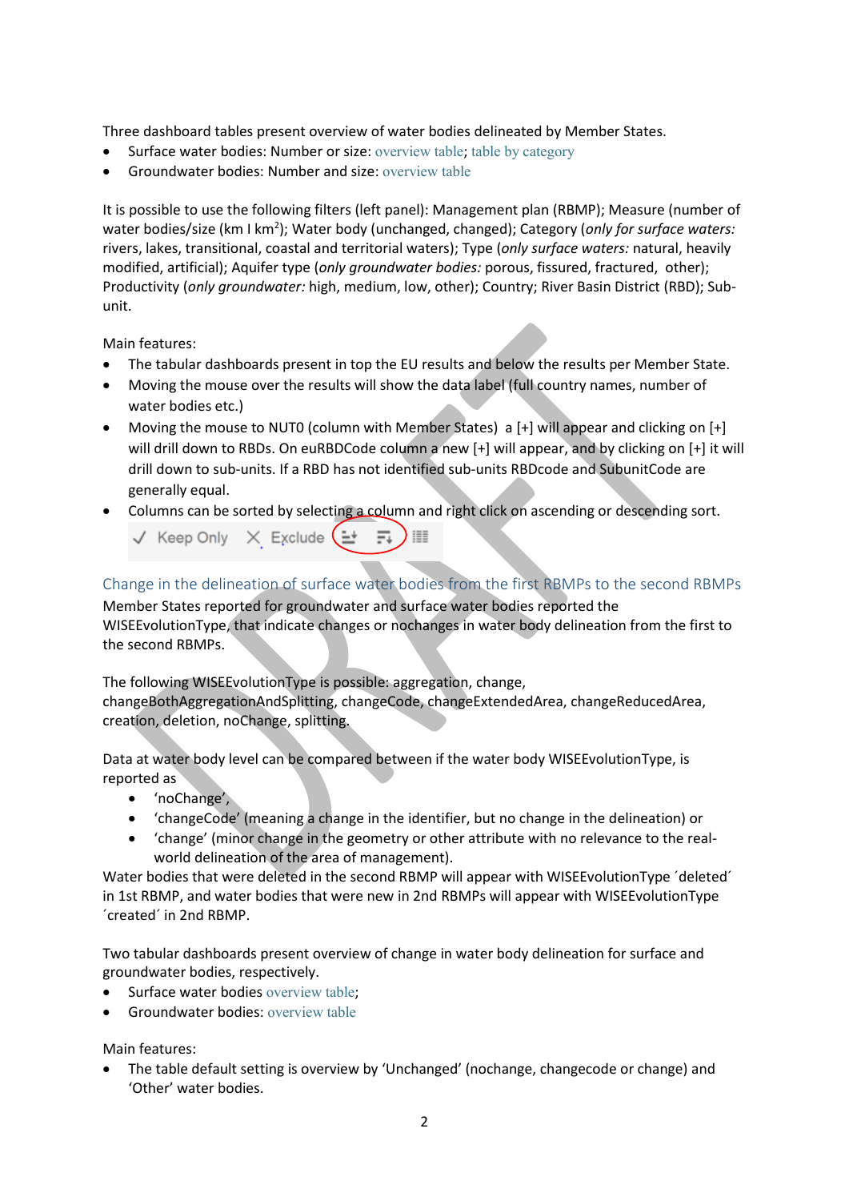Three dashboard tables present overview of water bodies delineated by Member States.

- Surface water bodies: Number or size: overview table; table by category
- Groundwater bodies: Number and size: overview table

It is possible to use the following filters (left panel): Management plan (RBMP); Measure (number of water bodies/size (km I km$^2$); Water body (unchanged, changed); Category (*only for surface waters:* rivers, lakes, transitional, coastal and territorial waters); Type (*only surface waters:* natural, heavily modified, artificial); Aquifer type (*only groundwater bodies:* porous, fissured, fractured, other); Productivity (*only groundwater:* high, medium, low, other); Country; River Basin District (RBD); Sub-unit.

Main features:

- The tabular dashboards present in top the EU results and below the results per Member State.
- Moving the mouse over the results will show the data label (full country names, number of water bodies etc.)
- Moving the mouse to NUT0 (column with Member States) a [+] will appear and clicking on [+] will drill down to RBDs. On euRBDCode column a new [+] will appear, and by clicking on [+] it will drill down to sub-units. If a RBD has not identified sub-units RBDcode and SubunitCode are generally equal.
- Columns can be sorted by selecting a column and right click on ascending or descending sort.

✓ Keep Only ✕ Exclude

## Change in the delineation of surface water bodies from the first RBMPs to the second RBMPs

Member States reported for groundwater and surface water bodies reported the WISEEvolutionType, that indicate changes or nochanges in water body delineation from the first to the second RBMPs.

The following WISEEvolutionType is possible: aggregation, change, changeBothAggregationAndSplitting, changeCode, changeExtendedArea, changeReducedArea, creation, deletion, noChange, splitting.

Data at water body level can be compared between if the water body WISEEvolutionType, is reported as

- 'noChange',
- 'changeCode' (meaning a change in the identifier, but no change in the delineation) or
- 'change' (minor change in the geometry or other attribute with no relevance to the real-world delineation of the area of management).

Water bodies that were deleted in the second RBMP will appear with WISEEvolutionType ´deleted´ in 1st RBMP, and water bodies that were new in 2nd RBMPs will appear with WISEEvolutionType ´created´ in 2nd RBMP.

Two tabular dashboards present overview of change in water body delineation for surface and groundwater bodies, respectively.

- Surface water bodies overview table;
- Groundwater bodies: overview table

Main features:

- The table default setting is overview by 'Unchanged' (nochange, changecode or change) and 'Other' water bodies.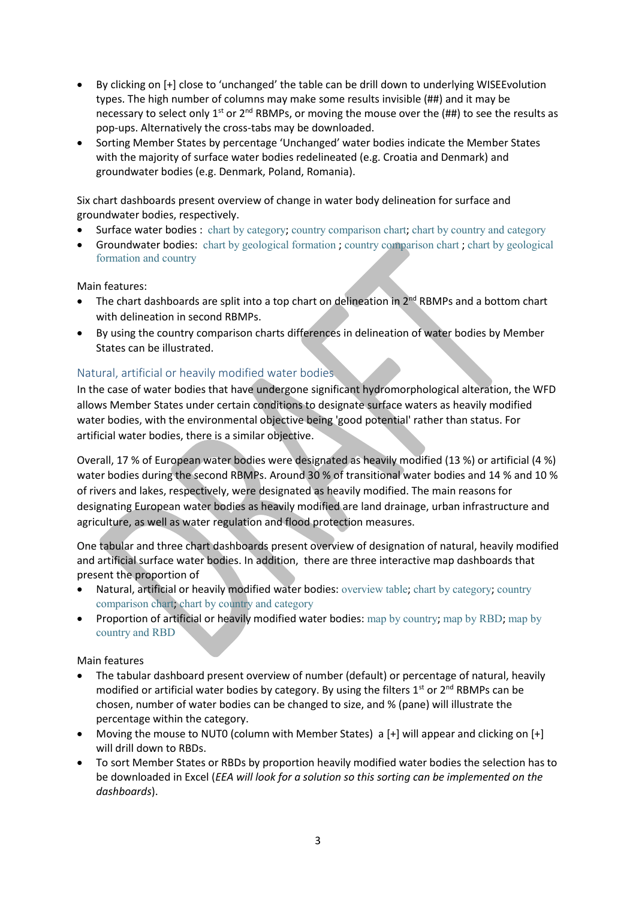- By clicking on [+] close to 'unchanged' the table can be drill down to underlying WISEEvolution types. The high number of columns may make some results invisible (##) and it may be necessary to select only 1st or 2nd RBMPs, or moving the mouse over the (##) to see the results as pop-ups. Alternatively the cross-tabs may be downloaded.
- Sorting Member States by percentage 'Unchanged' water bodies indicate the Member States with the majority of surface water bodies redelineated (e.g. Croatia and Denmark) and groundwater bodies (e.g. Denmark, Poland, Romania).

Six chart dashboards present overview of change in water body delineation for surface and groundwater bodies, respectively.

- Surface water bodies : chart by category; country comparison chart; chart by country and category
- Groundwater bodies: chart by geological formation ; country comparison chart ; chart by geological formation and country

Main features:

- The chart dashboards are split into a top chart on delineation in 2nd RBMPs and a bottom chart with delineation in second RBMPs.
- By using the country comparison charts differences in delineation of water bodies by Member States can be illustrated.

## Natural, artificial or heavily modified water bodies

In the case of water bodies that have undergone significant hydromorphological alteration, the WFD allows Member States under certain conditions to designate surface waters as heavily modified water bodies, with the environmental objective being 'good potential' rather than status. For artificial water bodies, there is a similar objective.

Overall, 17 % of European water bodies were designated as heavily modified (13 %) or artificial (4 %) water bodies during the second RBMPs. Around 30 % of transitional water bodies and 14 % and 10 % of rivers and lakes, respectively, were designated as heavily modified. The main reasons for designating European water bodies as heavily modified are land drainage, urban infrastructure and agriculture, as well as water regulation and flood protection measures.

One tabular and three chart dashboards present overview of designation of natural, heavily modified and artificial surface water bodies. In addition, there are three interactive map dashboards that present the proportion of

- Natural, artificial or heavily modified water bodies: overview table; chart by category; country comparison chart; chart by country and category
- Proportion of artificial or heavily modified water bodies: map by country; map by RBD; map by country and RBD

Main features

- The tabular dashboard present overview of number (default) or percentage of natural, heavily modified or artificial water bodies by category. By using the filters 1st or 2nd RBMPs can be chosen, number of water bodies can be changed to size, and % (pane) will illustrate the percentage within the category.
- Moving the mouse to NUT0 (column with Member States) a [+] will appear and clicking on [+] will drill down to RBDs.
- To sort Member States or RBDs by proportion heavily modified water bodies the selection has to be downloaded in Excel (*EEA will look for a solution so this sorting can be implemented on the dashboards*).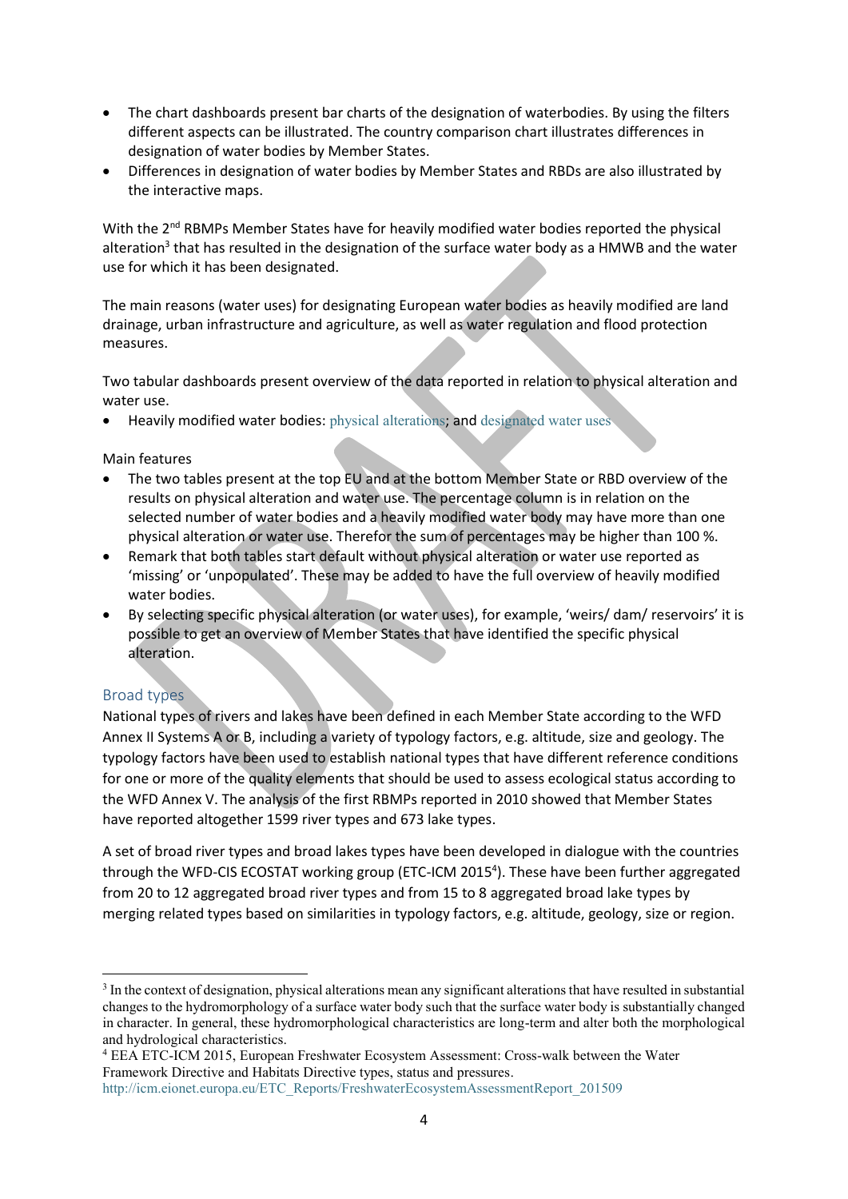- The chart dashboards present bar charts of the designation of waterbodies. By using the filters different aspects can be illustrated. The country comparison chart illustrates differences in designation of water bodies by Member States.
- Differences in designation of water bodies by Member States and RBDs are also illustrated by the interactive maps.

With the 2nd RBMPs Member States have for heavily modified water bodies reported the physical alteration[3] that has resulted in the designation of the surface water body as a HMWB and the water use for which it has been designated.

The main reasons (water uses) for designating European water bodies as heavily modified are land drainage, urban infrastructure and agriculture, as well as water regulation and flood protection measures.

Two tabular dashboards present overview of the data reported in relation to physical alteration and water use.

- Heavily modified water bodies: physical alterations; and designated water uses

Main features

- The two tables present at the top EU and at the bottom Member State or RBD overview of the results on physical alteration and water use. The percentage column is in relation on the selected number of water bodies and a heavily modified water body may have more than one physical alteration or water use. Therefor the sum of percentages may be higher than 100 %.
- Remark that both tables start default without physical alteration or water use reported as 'missing' or 'unpopulated'. These may be added to have the full overview of heavily modified water bodies.
- By selecting specific physical alteration (or water uses), for example, 'weirs/ dam/ reservoirs' it is possible to get an overview of Member States that have identified the specific physical alteration.

## Broad types

National types of rivers and lakes have been defined in each Member State according to the WFD Annex II Systems A or B, including a variety of typology factors, e.g. altitude, size and geology. The typology factors have been used to establish national types that have different reference conditions for one or more of the quality elements that should be used to assess ecological status according to the WFD Annex V. The analysis of the first RBMPs reported in 2010 showed that Member States have reported altogether 1599 river types and 673 lake types.

A set of broad river types and broad lakes types have been developed in dialogue with the countries through the WFD-CIS ECOSTAT working group (ETC-ICM 2015[4]). These have been further aggregated from 20 to 12 aggregated broad river types and from 15 to 8 aggregated broad lake types by merging related types based on similarities in typology factors, e.g. altitude, geology, size or region.

---

[3] In the context of designation, physical alterations mean any significant alterations that have resulted in substantial changes to the hydromorphology of a surface water body such that the surface water body is substantially changed in character. In general, these hydromorphological characteristics are long-term and alter both the morphological and hydrological characteristics.

[4] EEA ETC-ICM 2015, European Freshwater Ecosystem Assessment: Cross-walk between the Water Framework Directive and Habitats Directive types, status and pressures. http://icm.eionet.europa.eu/ETC_Reports/FreshwaterEcosystemAssessmentReport_201509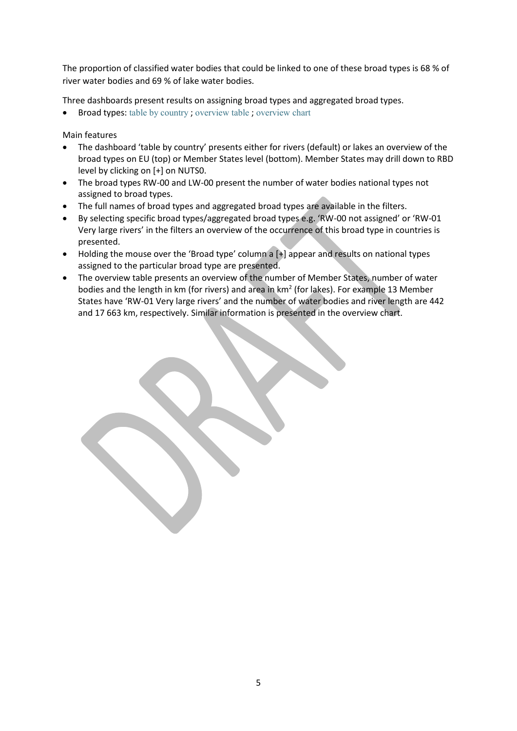The proportion of classified water bodies that could be linked to one of these broad types is 68 % of river water bodies and 69 % of lake water bodies.

Three dashboards present results on assigning broad types and aggregated broad types.

- Broad types: table by country ; overview table ; overview chart

Main features

- The dashboard 'table by country' presents either for rivers (default) or lakes an overview of the broad types on EU (top) or Member States level (bottom). Member States may drill down to RBD level by clicking on [+] on NUTS0.
- The broad types RW-00 and LW-00 present the number of water bodies national types not assigned to broad types.
- The full names of broad types and aggregated broad types are available in the filters.
- By selecting specific broad types/aggregated broad types e.g. 'RW-00 not assigned' or 'RW-01 Very large rivers' in the filters an overview of the occurrence of this broad type in countries is presented.
- Holding the mouse over the 'Broad type' column a [+] appear and results on national types assigned to the particular broad type are presented.
- The overview table presents an overview of the number of Member States, number of water bodies and the length in km (for rivers) and area in km$^2$ (for lakes). For example 13 Member States have 'RW-01 Very large rivers' and the number of water bodies and river length are 442 and 17 663 km, respectively. Similar information is presented in the overview chart.